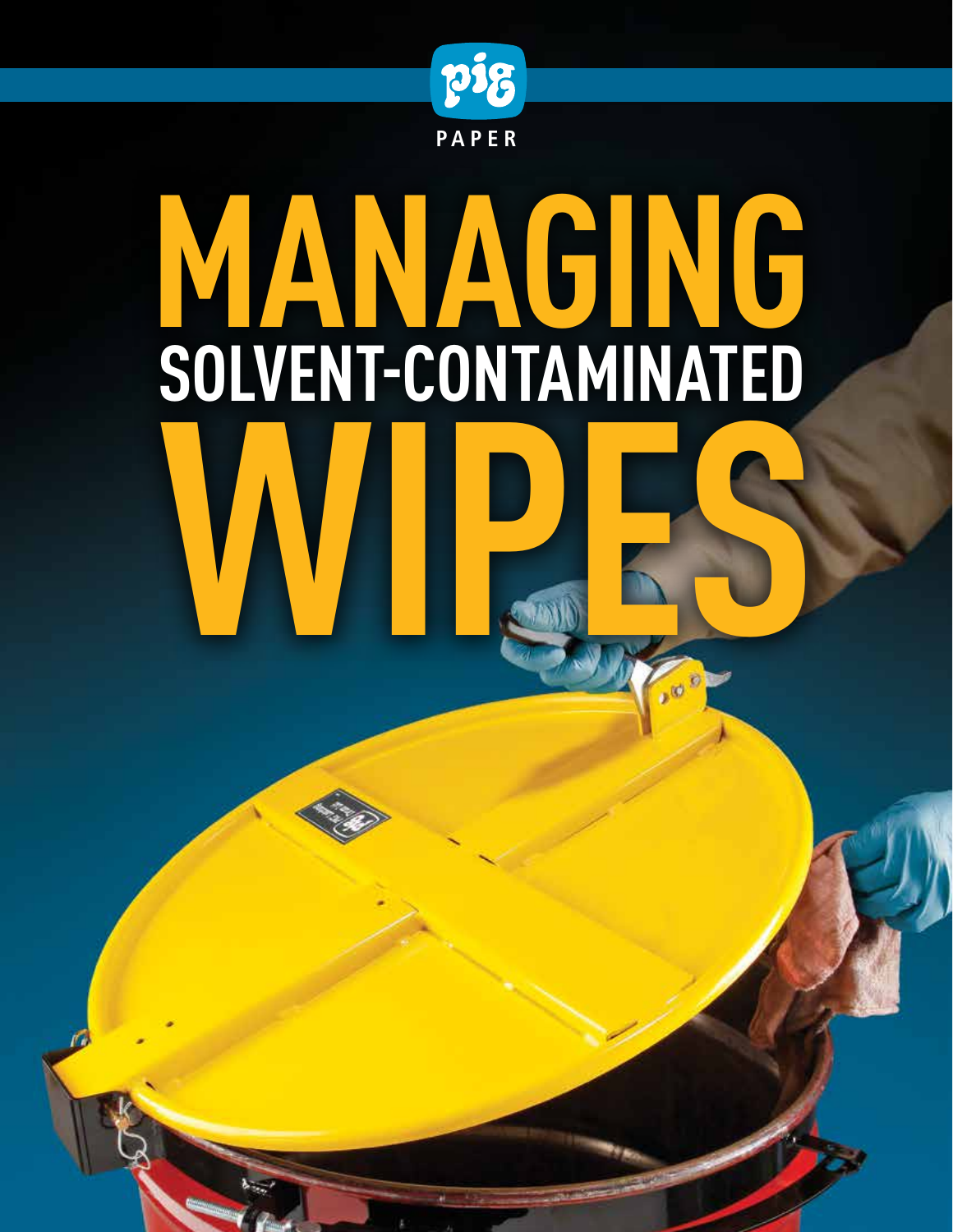PIG

PAPER

# MANAGING SOLVENT-CONTAMINATED WIPES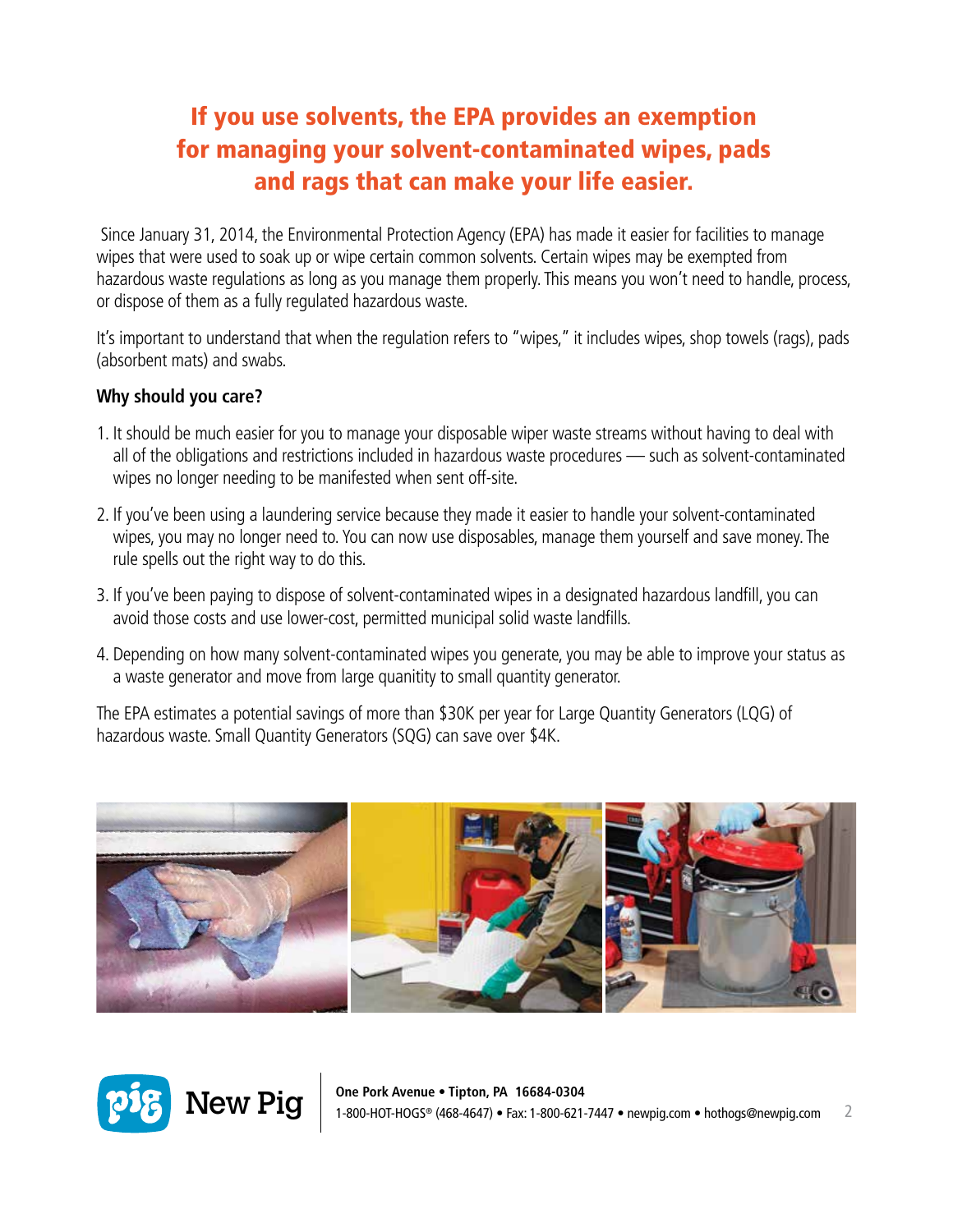# If you use solvents, the EPA provides an exemption for managing your solvent-contaminated wipes, pads and rags that can make your life easier.

Since January 31, 2014, the Environmental Protection Agency (EPA) has made it easier for facilities to manage wipes that were used to soak up or wipe certain common solvents. Certain wipes may be exempted from hazardous waste regulations as long as you manage them properly. This means you won't need to handle, process, or dispose of them as a fully regulated hazardous waste.

It's important to understand that when the regulation refers to "wipes," it includes wipes, shop towels (rags), pads (absorbent mats) and swabs.

**Why should you care?**

1. It should be much easier for you to manage your disposable wiper waste streams without having to deal with all of the obligations and restrictions included in hazardous waste procedures — such as solvent-contaminated wipes no longer needing to be manifested when sent off-site.
2. If you've been using a laundering service because they made it easier to handle your solvent-contaminated wipes, you may no longer need to. You can now use disposables, manage them yourself and save money. The rule spells out the right way to do this.
3. If you've been paying to dispose of solvent-contaminated wipes in a designated hazardous landfill, you can avoid those costs and use lower-cost, permitted municipal solid waste landfills.
4. Depending on how many solvent-contaminated wipes you generate, you may be able to improve your status as a waste generator and move from large quanitity to small quantity generator.

The EPA estimates a potential savings of more than $30K per year for Large Quantity Generators (LQG) of hazardous waste. Small Quantity Generators (SQG) can save over $4K.

New Pig

**One Pork Avenue • Tipton, PA 16684-0304**
1-800-HOT-HOGS® (468-4647) • Fax: 1-800-621-7447 • newpig.com • hothogs@newpig.com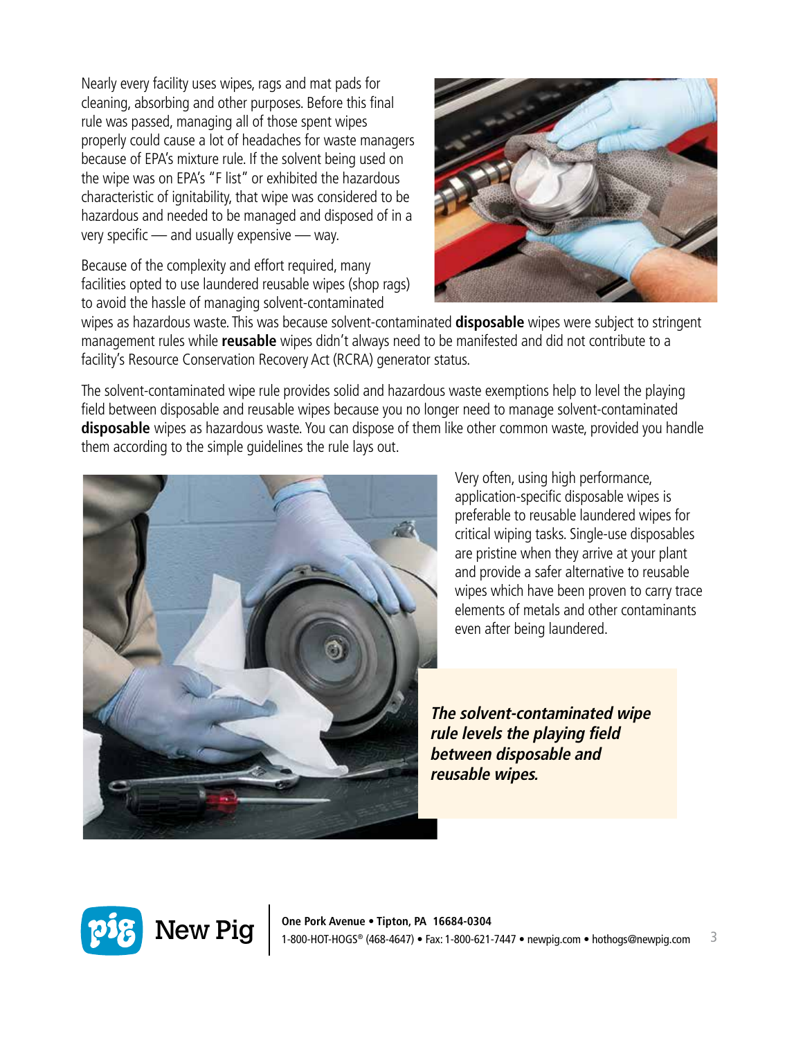Nearly every facility uses wipes, rags and mat pads for cleaning, absorbing and other purposes. Before this final rule was passed, managing all of those spent wipes properly could cause a lot of headaches for waste managers because of EPA's mixture rule. If the solvent being used on the wipe was on EPA's "F list" or exhibited the hazardous characteristic of ignitability, that wipe was considered to be hazardous and needed to be managed and disposed of in a very specific — and usually expensive — way.

Because of the complexity and effort required, many facilities opted to use laundered reusable wipes (shop rags) to avoid the hassle of managing solvent-contaminated wipes as hazardous waste. This was because solvent-contaminated **disposable** wipes were subject to stringent management rules while **reusable** wipes didn't always need to be manifested and did not contribute to a facility's Resource Conservation Recovery Act (RCRA) generator status.

The solvent-contaminated wipe rule provides solid and hazardous waste exemptions help to level the playing field between disposable and reusable wipes because you no longer need to manage solvent-contaminated **disposable** wipes as hazardous waste. You can dispose of them like other common waste, provided you handle them according to the simple guidelines the rule lays out.

Very often, using high performance, application-specific disposable wipes is preferable to reusable laundered wipes for critical wiping tasks. Single-use disposables are pristine when they arrive at your plant and provide a safer alternative to reusable wipes which have been proven to carry trace elements of metals and other contaminants even after being laundered.

***The solvent-contaminated wipe rule levels the playing field between disposable and reusable wipes.***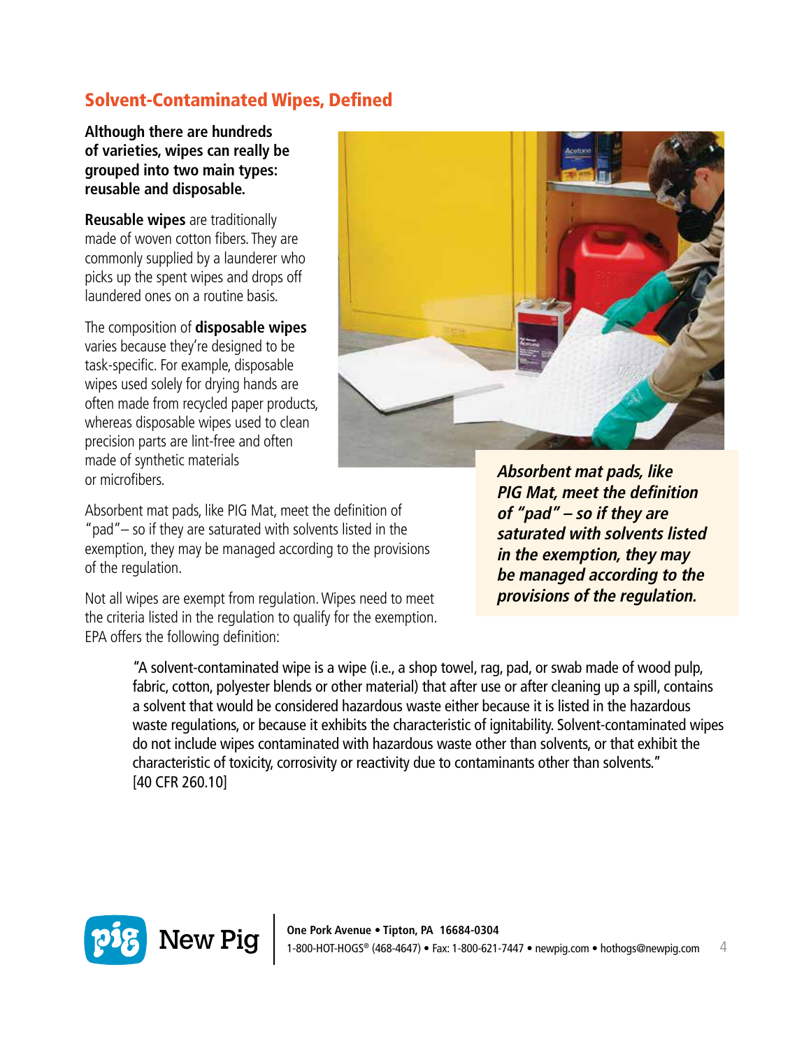## Solvent-Contaminated Wipes, Defined

**Although there are hundreds of varieties, wipes can really be grouped into two main types: reusable and disposable.**

**Reusable wipes** are traditionally made of woven cotton fibers. They are commonly supplied by a launderer who picks up the spent wipes and drops off laundered ones on a routine basis.

The composition of **disposable wipes** varies because they're designed to be task-specific. For example, disposable wipes used solely for drying hands are often made from recycled paper products, whereas disposable wipes used to clean precision parts are lint-free and often made of synthetic materials or microfibers.

***Absorbent mat pads, like PIG Mat, meet the definition of "pad" – so if they are saturated with solvents listed in the exemption, they may be managed according to the provisions of the regulation.***

Absorbent mat pads, like PIG Mat, meet the definition of "pad"– so if they are saturated with solvents listed in the exemption, they may be managed according to the provisions of the regulation.

Not all wipes are exempt from regulation. Wipes need to meet the criteria listed in the regulation to qualify for the exemption. EPA offers the following definition:

> "A solvent-contaminated wipe is a wipe (i.e., a shop towel, rag, pad, or swab made of wood pulp, fabric, cotton, polyester blends or other material) that after use or after cleaning up a spill, contains a solvent that would be considered hazardous waste either because it is listed in the hazardous waste regulations, or because it exhibits the characteristic of ignitability. Solvent-contaminated wipes do not include wipes contaminated with hazardous waste other than solvents, or that exhibit the characteristic of toxicity, corrosivity or reactivity due to contaminants other than solvents."
> [40 CFR 260.10]

New Pig | One Pork Avenue • Tipton, PA 16684-0304
1-800-HOT-HOGS® (468-4647) • Fax: 1-800-621-7447 • newpig.com • hothogs@newpig.com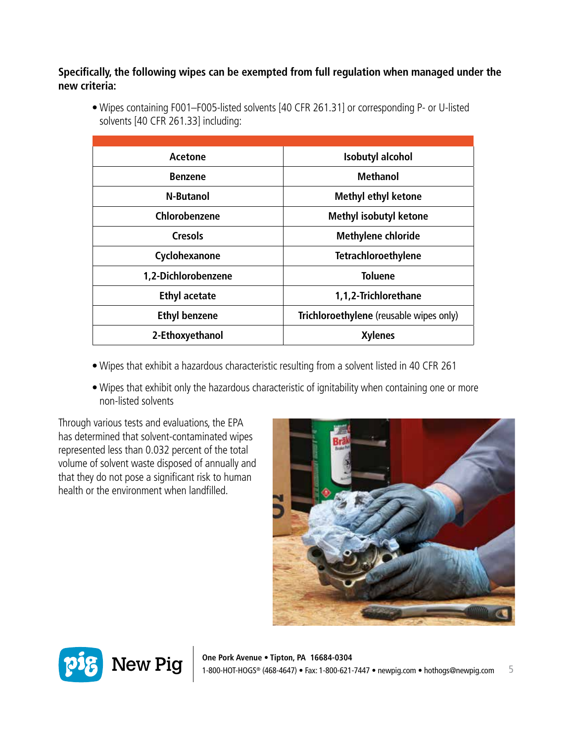**Specifically, the following wipes can be exempted from full regulation when managed under the new criteria:**

- Wipes containing F001–F005-listed solvents [40 CFR 261.31] or corresponding P- or U-listed solvents [40 CFR 261.33] including:

| | |
|---|---|
| **Acetone** | **Isobutyl alcohol** |
| **Benzene** | **Methanol** |
| **N-Butanol** | **Methyl ethyl ketone** |
| **Chlorobenzene** | **Methyl isobutyl ketone** |
| **Cresols** | **Methylene chloride** |
| **Cyclohexanone** | **Tetrachloroethylene** |
| **1,2-Dichlorobenzene** | **Toluene** |
| **Ethyl acetate** | **1,1,2-Trichlorethane** |
| **Ethyl benzene** | **Trichloroethylene** (reusable wipes only) |
| **2-Ethoxyethanol** | **Xylenes** |

- Wipes that exhibit a hazardous characteristic resulting from a solvent listed in 40 CFR 261
- Wipes that exhibit only the hazardous characteristic of ignitability when containing one or more non-listed solvents

Through various tests and evaluations, the EPA has determined that solvent-contaminated wipes represented less than 0.032 percent of the total volume of solvent waste disposed of annually and that they do not pose a significant risk to human health or the environment when landfilled.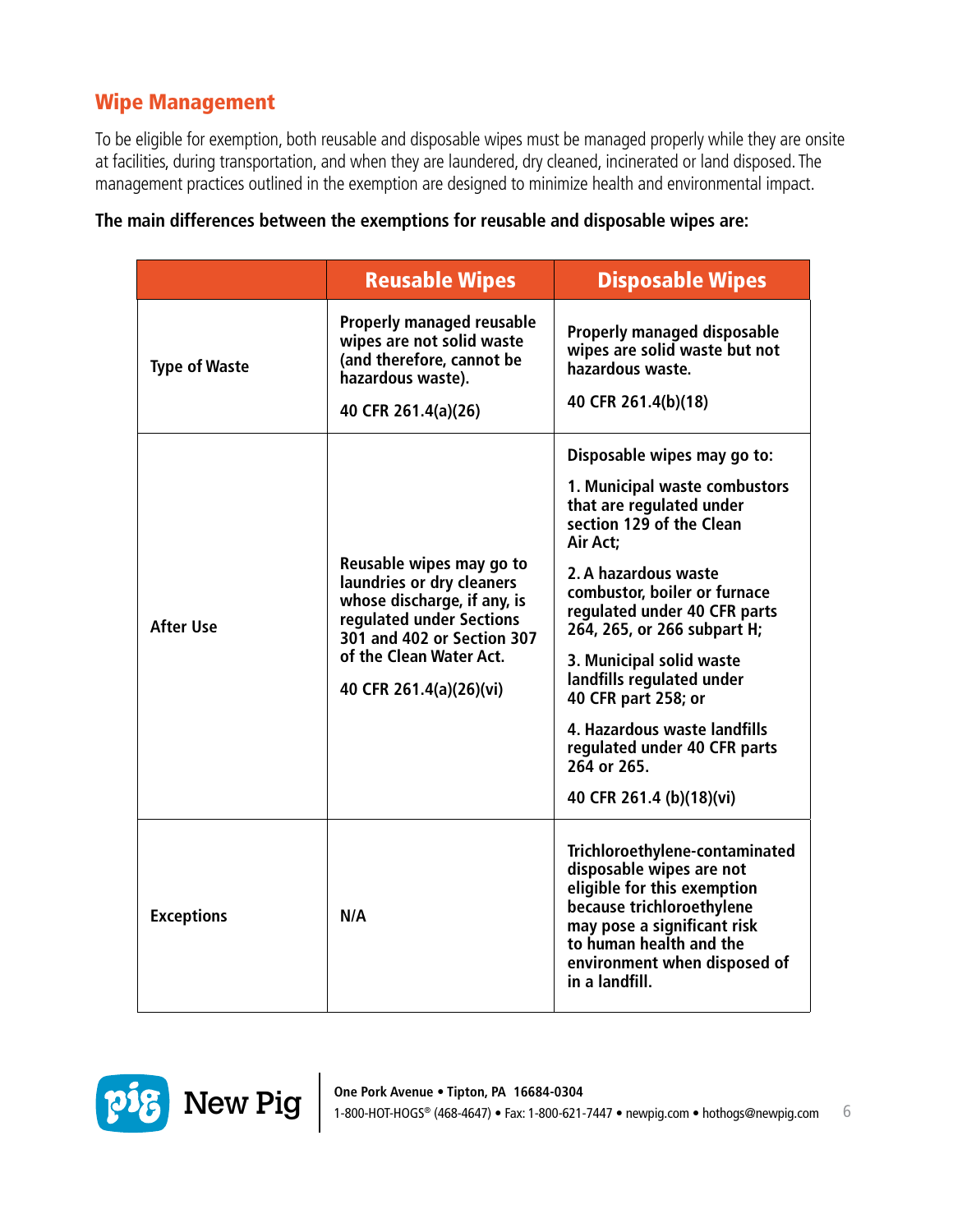## Wipe Management

To be eligible for exemption, both reusable and disposable wipes must be managed properly while they are onsite at facilities, during transportation, and when they are laundered, dry cleaned, incinerated or land disposed. The management practices outlined in the exemption are designed to minimize health and environmental impact.

**The main differences between the exemptions for reusable and disposable wipes are:**

| | Reusable Wipes | Disposable Wipes |
|---|---|---|
| Type of Waste | Properly managed reusable wipes are not solid waste (and therefore, cannot be hazardous waste).<br><br>40 CFR 261.4(a)(26) | Properly managed disposable wipes are solid waste but not hazardous waste.<br><br>40 CFR 261.4(b)(18) |
| After Use | Reusable wipes may go to laundries or dry cleaners whose discharge, if any, is regulated under Sections 301 and 402 or Section 307 of the Clean Water Act.<br><br>40 CFR 261.4(a)(26)(vi) | Disposable wipes may go to:<br><br>1. Municipal waste combustors that are regulated under section 129 of the Clean Air Act;<br><br>2. A hazardous waste combustor, boiler or furnace regulated under 40 CFR parts 264, 265, or 266 subpart H;<br><br>3. Municipal solid waste landfills regulated under 40 CFR part 258; or<br><br>4. Hazardous waste landfills regulated under 40 CFR parts 264 or 265.<br><br>40 CFR 261.4 (b)(18)(vi) |
| Exceptions | N/A | Trichloroethylene-contaminated disposable wipes are not eligible for this exemption because trichloroethylene may pose a significant risk to human health and the environment when disposed of in a landfill. |

New Pig

**One Pork Avenue • Tipton, PA 16684-0304**
1-800-HOT-HOGS® (468-4647) • Fax: 1-800-621-7447 • newpig.com • hothogs@newpig.com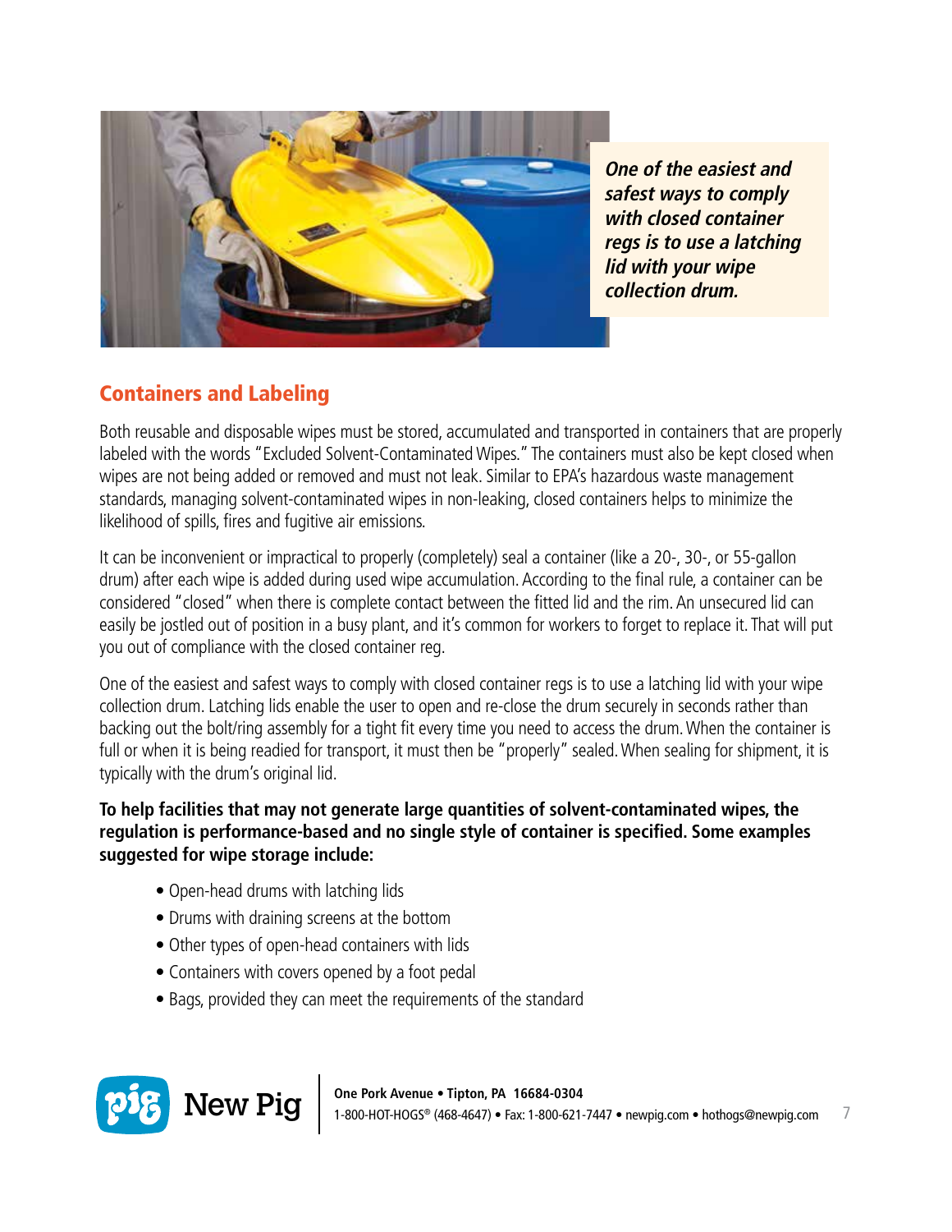*One of the easiest and safest ways to comply with closed container regs is to use a latching lid with your wipe collection drum.*

## Containers and Labeling

Both reusable and disposable wipes must be stored, accumulated and transported in containers that are properly labeled with the words "Excluded Solvent-Contaminated Wipes." The containers must also be kept closed when wipes are not being added or removed and must not leak. Similar to EPA's hazardous waste management standards, managing solvent-contaminated wipes in non-leaking, closed containers helps to minimize the likelihood of spills, fires and fugitive air emissions.

It can be inconvenient or impractical to properly (completely) seal a container (like a 20-, 30-, or 55-gallon drum) after each wipe is added during used wipe accumulation. According to the final rule, a container can be considered "closed" when there is complete contact between the fitted lid and the rim. An unsecured lid can easily be jostled out of position in a busy plant, and it's common for workers to forget to replace it. That will put you out of compliance with the closed container reg.

One of the easiest and safest ways to comply with closed container regs is to use a latching lid with your wipe collection drum. Latching lids enable the user to open and re-close the drum securely in seconds rather than backing out the bolt/ring assembly for a tight fit every time you need to access the drum. When the container is full or when it is being readied for transport, it must then be "properly" sealed. When sealing for shipment, it is typically with the drum's original lid.

**To help facilities that may not generate large quantities of solvent-contaminated wipes, the regulation is performance-based and no single style of container is specified. Some examples suggested for wipe storage include:**

- Open-head drums with latching lids
- Drums with draining screens at the bottom
- Other types of open-head containers with lids
- Containers with covers opened by a foot pedal
- Bags, provided they can meet the requirements of the standard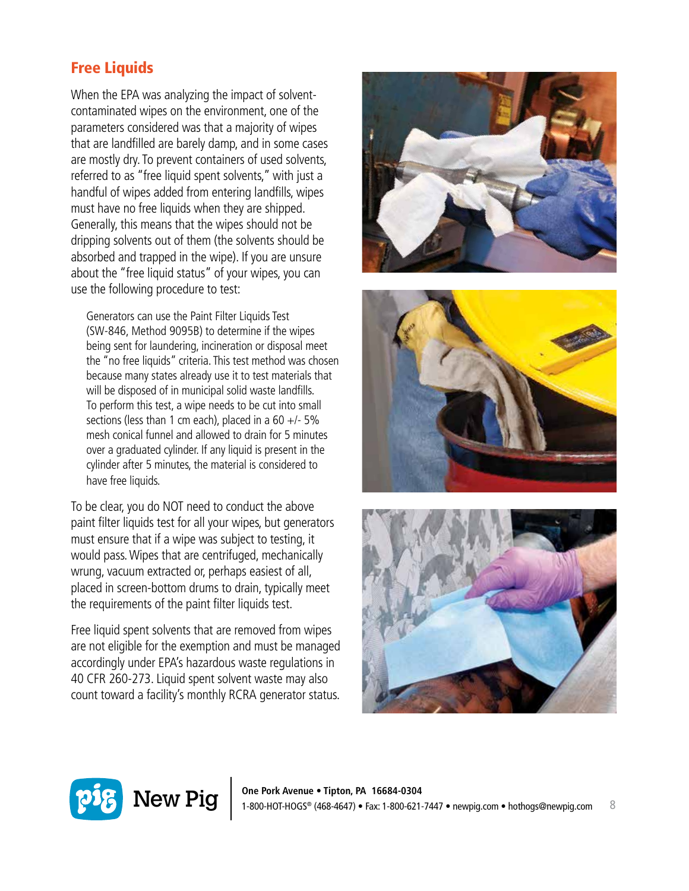## Free Liquids

When the EPA was analyzing the impact of solvent-contaminated wipes on the environment, one of the parameters considered was that a majority of wipes that are landfilled are barely damp, and in some cases are mostly dry. To prevent containers of used solvents, referred to as "free liquid spent solvents," with just a handful of wipes added from entering landfills, wipes must have no free liquids when they are shipped. Generally, this means that the wipes should not be dripping solvents out of them (the solvents should be absorbed and trapped in the wipe). If you are unsure about the "free liquid status" of your wipes, you can use the following procedure to test:

> Generators can use the Paint Filter Liquids Test (SW-846, Method 9095B) to determine if the wipes being sent for laundering, incineration or disposal meet the "no free liquids" criteria. This test method was chosen because many states already use it to test materials that will be disposed of in municipal solid waste landfills. To perform this test, a wipe needs to be cut into small sections (less than 1 cm each), placed in a 60 +/- 5% mesh conical funnel and allowed to drain for 5 minutes over a graduated cylinder. If any liquid is present in the cylinder after 5 minutes, the material is considered to have free liquids.

To be clear, you do NOT need to conduct the above paint filter liquids test for all your wipes, but generators must ensure that if a wipe was subject to testing, it would pass. Wipes that are centrifuged, mechanically wrung, vacuum extracted or, perhaps easiest of all, placed in screen-bottom drums to drain, typically meet the requirements of the paint filter liquids test.

Free liquid spent solvents that are removed from wipes are not eligible for the exemption and must be managed accordingly under EPA's hazardous waste regulations in 40 CFR 260-273. Liquid spent solvent waste may also count toward a facility's monthly RCRA generator status.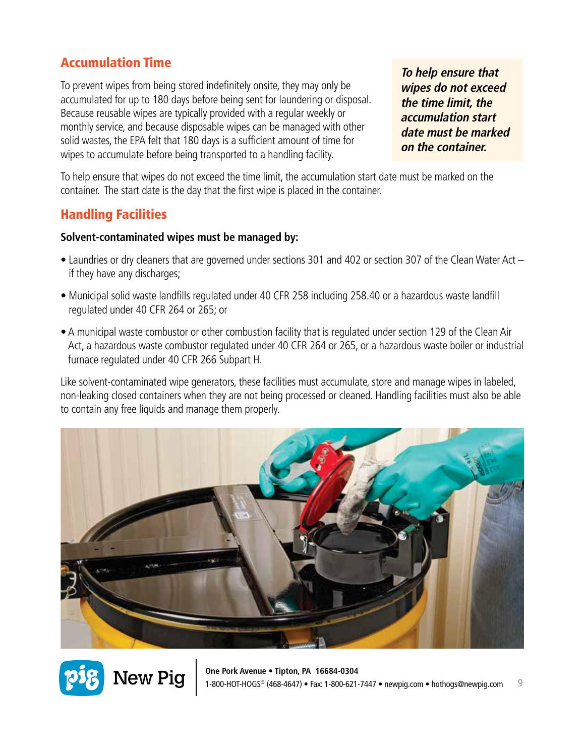## Accumulation Time

To prevent wipes from being stored indefinitely onsite, they may only be accumulated for up to 180 days before being sent for laundering or disposal. Because reusable wipes are typically provided with a regular weekly or monthly service, and because disposable wipes can be managed with other solid wastes, the EPA felt that 180 days is a sufficient amount of time for wipes to accumulate before being transported to a handling facility.

***To help ensure that wipes do not exceed the time limit, the accumulation start date must be marked on the container.***

To help ensure that wipes do not exceed the time limit, the accumulation start date must be marked on the container. The start date is the day that the first wipe is placed in the container.

## Handling Facilities

**Solvent-contaminated wipes must be managed by:**

- Laundries or dry cleaners that are governed under sections 301 and 402 or section 307 of the Clean Water Act – if they have any discharges;
- Municipal solid waste landfills regulated under 40 CFR 258 including 258.40 or a hazardous waste landfill regulated under 40 CFR 264 or 265; or
- A municipal waste combustor or other combustion facility that is regulated under section 129 of the Clean Air Act, a hazardous waste combustor regulated under 40 CFR 264 or 265, or a hazardous waste boiler or industrial furnace regulated under 40 CFR 266 Subpart H.

Like solvent-contaminated wipe generators, these facilities must accumulate, store and manage wipes in labeled, non-leaking closed containers when they are not being processed or cleaned. Handling facilities must also be able to contain any free liquids and manage them properly.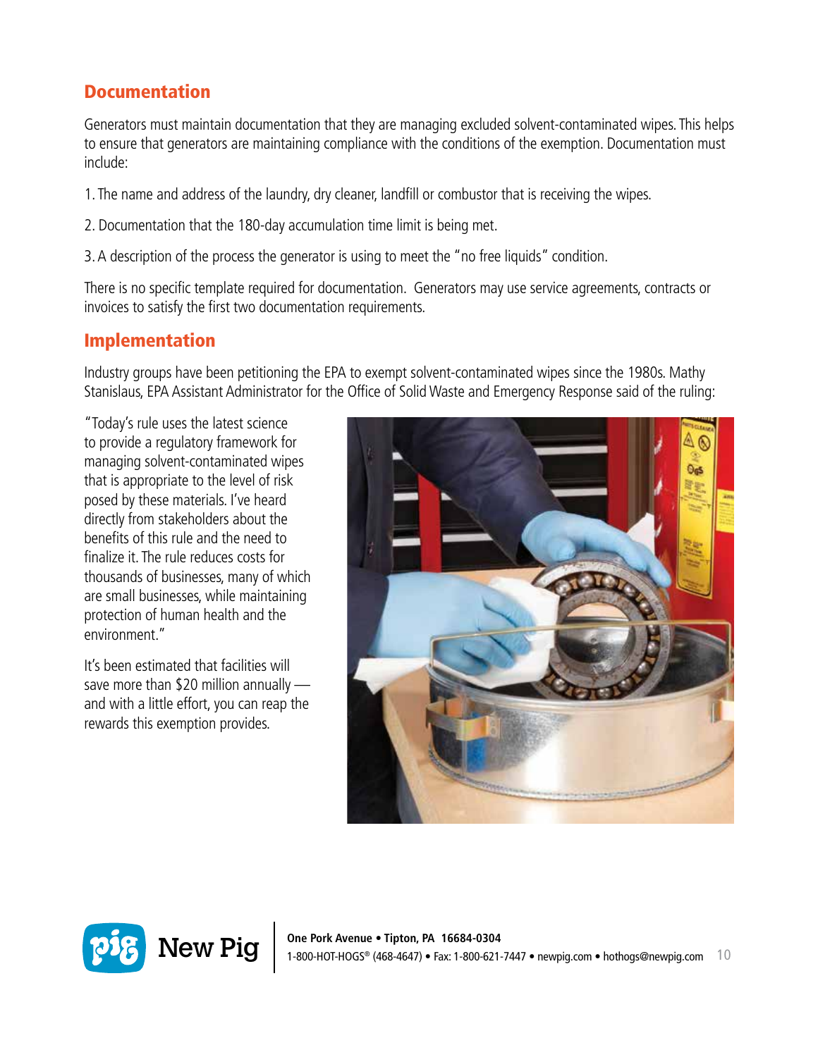## Documentation

Generators must maintain documentation that they are managing excluded solvent-contaminated wipes. This helps to ensure that generators are maintaining compliance with the conditions of the exemption. Documentation must include:

1. The name and address of the laundry, dry cleaner, landfill or combustor that is receiving the wipes.

2. Documentation that the 180-day accumulation time limit is being met.

3. A description of the process the generator is using to meet the "no free liquids" condition.

There is no specific template required for documentation. Generators may use service agreements, contracts or invoices to satisfy the first two documentation requirements.

## Implementation

Industry groups have been petitioning the EPA to exempt solvent-contaminated wipes since the 1980s. Mathy Stanislaus, EPA Assistant Administrator for the Office of Solid Waste and Emergency Response said of the ruling:

"Today's rule uses the latest science to provide a regulatory framework for managing solvent-contaminated wipes that is appropriate to the level of risk posed by these materials. I've heard directly from stakeholders about the benefits of this rule and the need to finalize it. The rule reduces costs for thousands of businesses, many of which are small businesses, while maintaining protection of human health and the environment."

It's been estimated that facilities will save more than $20 million annually — and with a little effort, you can reap the rewards this exemption provides.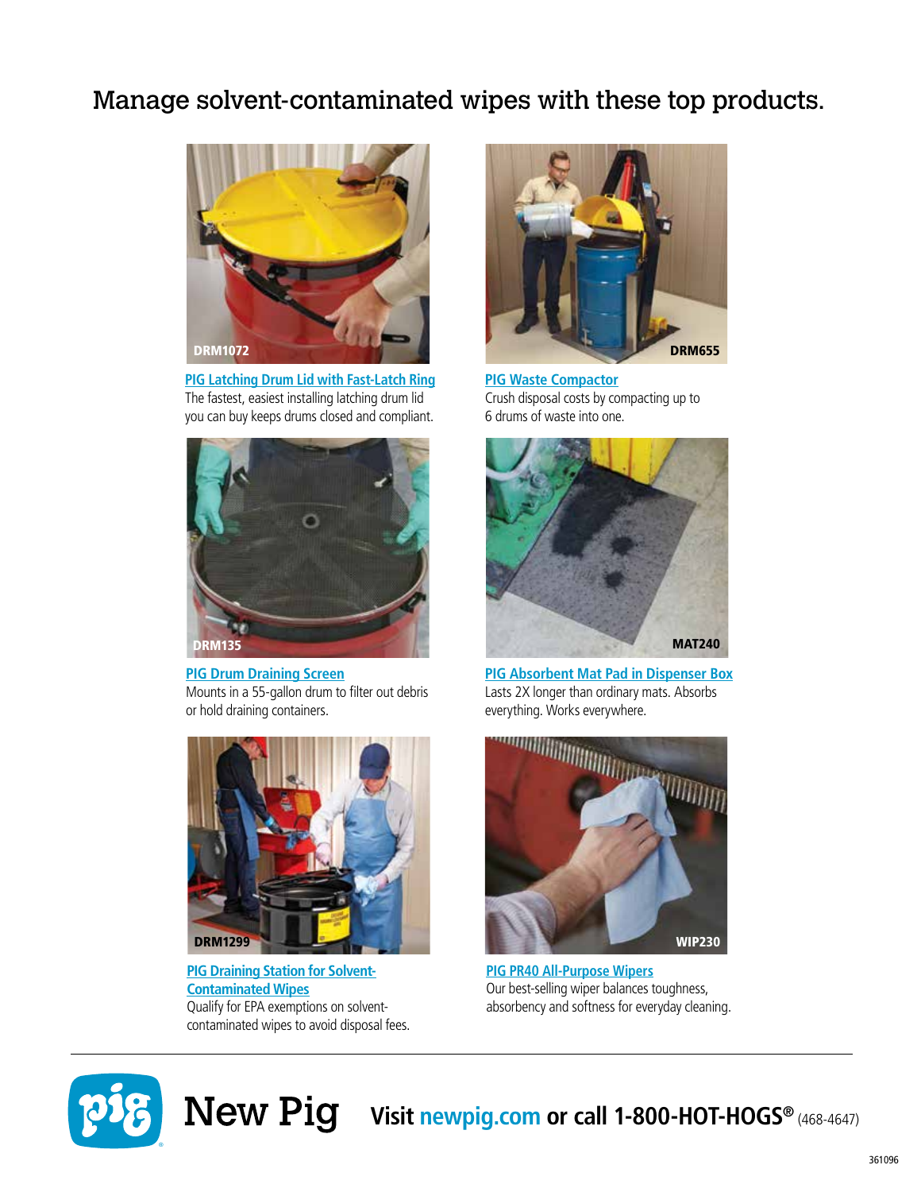# Manage solvent-contaminated wipes with these top products.

DRM1072

**PIG Latching Drum Lid with Fast-Latch Ring**
The fastest, easiest installing latching drum lid you can buy keeps drums closed and compliant.

DRM655

**PIG Waste Compactor**
Crush disposal costs by compacting up to 6 drums of waste into one.

DRM135

**PIG Drum Draining Screen**
Mounts in a 55-gallon drum to filter out debris or hold draining containers.

MAT240

**PIG Absorbent Mat Pad in Dispenser Box**
Lasts 2X longer than ordinary mats. Absorbs everything. Works everywhere.

DRM1299

**PIG Draining Station for Solvent-Contaminated Wipes**
Qualify for EPA exemptions on solvent-contaminated wipes to avoid disposal fees.

WIP230

**PIG PR40 All-Purpose Wipers**
Our best-selling wiper balances toughness, absorbency and softness for everyday cleaning.

New Pig **Visit newpig.com or call 1-800-HOT-HOGS®** (468-4647)

361096